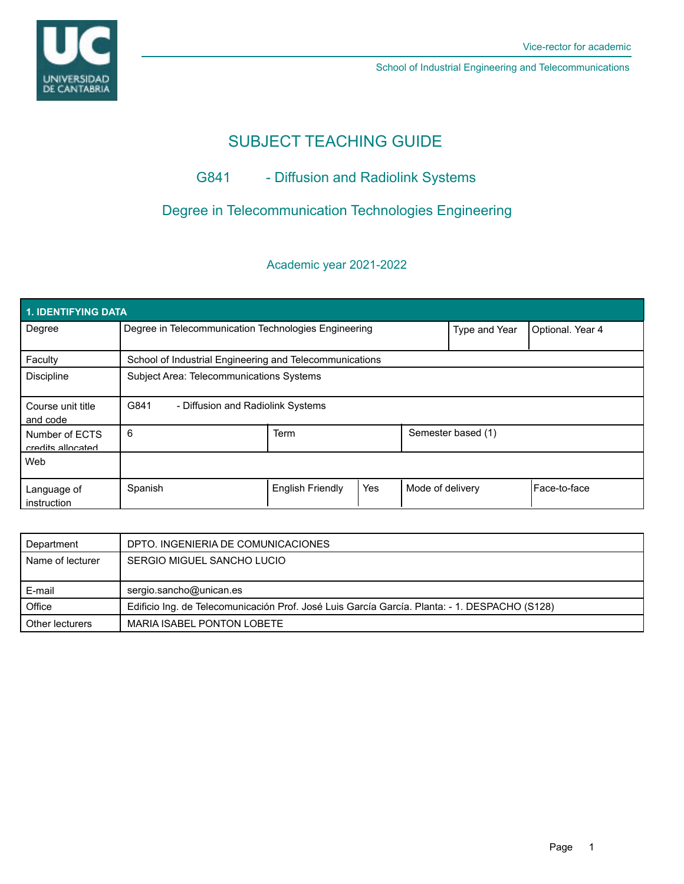Vice-rector for academic

School of Industrial Engineering and Telecommunications

# SUBJECT TEACHING GUIDE

## G841 - Diffusion and Radiolink Systems

## Degree in Telecommunication Technologies Engineering

### Academic year 2021-2022

| 1. IDENTIFYING DATA | | | | | |
|---|---|---|---|---|---|
| Degree | Degree in Telecommunication Technologies Engineering | | | Type and Year | Optional. Year 4 |
| Faculty | School of Industrial Engineering and Telecommunications | | | | |
| Discipline | Subject Area: Telecommunications Systems | | | | |
| Course unit title and code | G841 - Diffusion and Radiolink Systems | | | | |
| Number of ECTS credits allocated | 6 | Term | | Semester based (1) | |
| Web | | | | | |
| Language of instruction | Spanish | English Friendly | Yes | Mode of delivery | Face-to-face |

| Department | DPTO. INGENIERIA DE COMUNICACIONES |
|---|---|
| Name of lecturer | SERGIO MIGUEL SANCHO LUCIO |
| E-mail | sergio.sancho@unican.es |
| Office | Edificio Ing. de Telecomunicación Prof. José Luis García García. Planta: - 1. DESPACHO (S128) |
| Other lecturers | MARIA ISABEL PONTON LOBETE |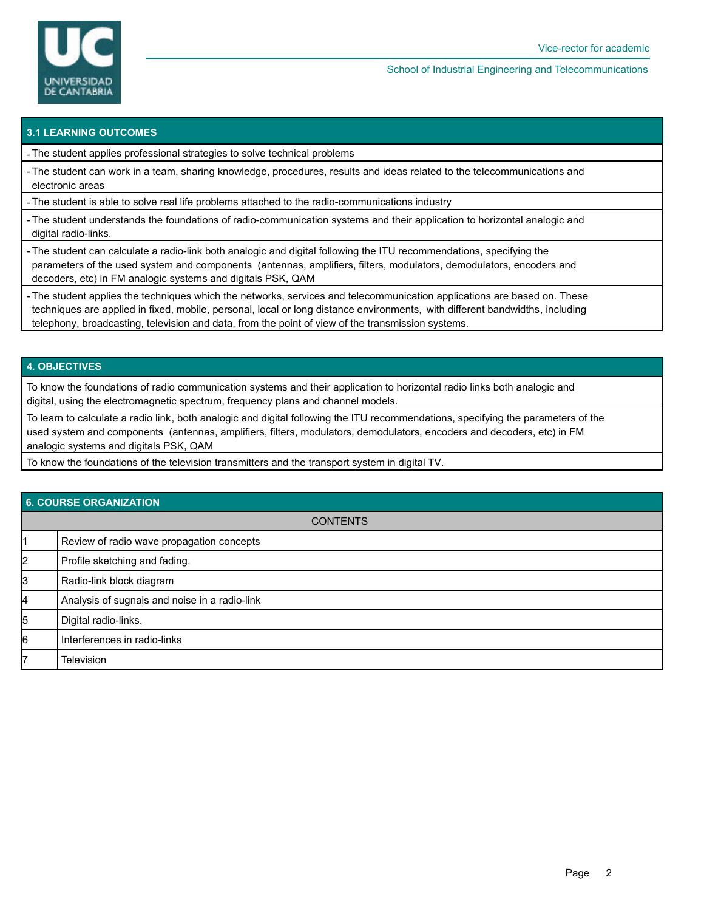## 3.1 LEARNING OUTCOMES

- The student applies professional strategies to solve technical problems
- The student can work in a team, sharing knowledge, procedures, results and ideas related to the telecommunications and electronic areas
- The student is able to solve real life problems attached to the radio-communications industry
- The student understands the foundations of radio-communication systems and their application to horizontal analogic and digital radio-links.
- The student can calculate a radio-link both analogic and digital following the ITU recommendations, specifying the parameters of the used system and components (antennas, amplifiers, filters, modulators, demodulators, encoders and decoders, etc) in FM analogic systems and digitals PSK, QAM
- The student applies the techniques which the networks, services and telecommunication applications are based on. These techniques are applied in fixed, mobile, personal, local or long distance environments, with different bandwidths, including telephony, broadcasting, television and data, from the point of view of the transmission systems.

## 4. OBJECTIVES

To know the foundations of radio communication systems and their application to horizontal radio links both analogic and digital, using the electromagnetic spectrum, frequency plans and channel models.

To learn to calculate a radio link, both analogic and digital following the ITU recommendations, specifying the parameters of the used system and components (antennas, amplifiers, filters, modulators, demodulators, encoders and decoders, etc) in FM analogic systems and digitals PSK, QAM

To know the foundations of the television transmitters and the transport system in digital TV.

## 6. COURSE ORGANIZATION

| | CONTENTS |
|---|---|
| 1 | Review of radio wave propagation concepts |
| 2 | Profile sketching and fading. |
| 3 | Radio-link block diagram |
| 4 | Analysis of sugnals and noise in a radio-link |
| 5 | Digital radio-links. |
| 6 | Interferences in radio-links |
| 7 | Television |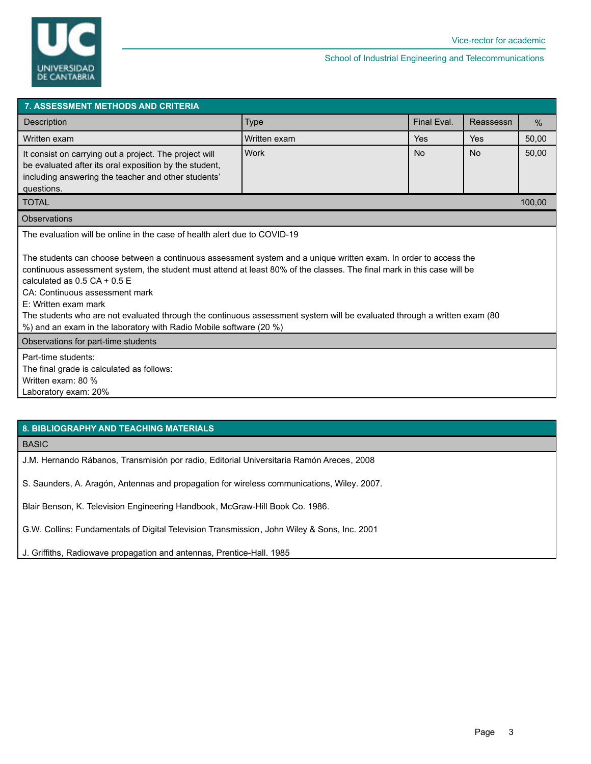## 7. ASSESSMENT METHODS AND CRITERIA

| Description | Type | Final Eval. | Reassessn | % |
|---|---|---|---|---|
| Written exam | Written exam | Yes | Yes | 50,00 |
| It consist on carrying out a project. The project will be evaluated after its oral exposition by the student, including answering the teacher and other students' questions. | Work | No | No | 50,00 |
| TOTAL | | | | 100,00 |

**Observations**

The evaluation will be online in the case of health alert due to COVID-19

The students can choose between a continuous assessment system and a unique written exam. In order to access the continuous assessment system, the student must attend at least 80% of the classes. The final mark in this case will be calculated as 0.5 CA + 0.5 E
CA: Continuous assessment mark
E: Written exam mark
The students who are not evaluated through the continuous assessment system will be evaluated through a written exam (80 %) and an exam in the laboratory with Radio Mobile software (20 %)

**Observations for part-time students**

Part-time students:
The final grade is calculated as follows:
Written exam: 80 %
Laboratory exam: 20%

## 8. BIBLIOGRAPHY AND TEACHING MATERIALS

**BASIC**

J.M. Hernando Rábanos, Transmisión por radio, Editorial Universitaria Ramón Areces, 2008

S. Saunders, A. Aragón, Antennas and propagation for wireless communications, Wiley. 2007.

Blair Benson, K. Television Engineering Handbook, McGraw-Hill Book Co. 1986.

G.W. Collins: Fundamentals of Digital Television Transmission, John Wiley & Sons, Inc. 2001

J. Griffiths, Radiowave propagation and antennas, Prentice-Hall. 1985